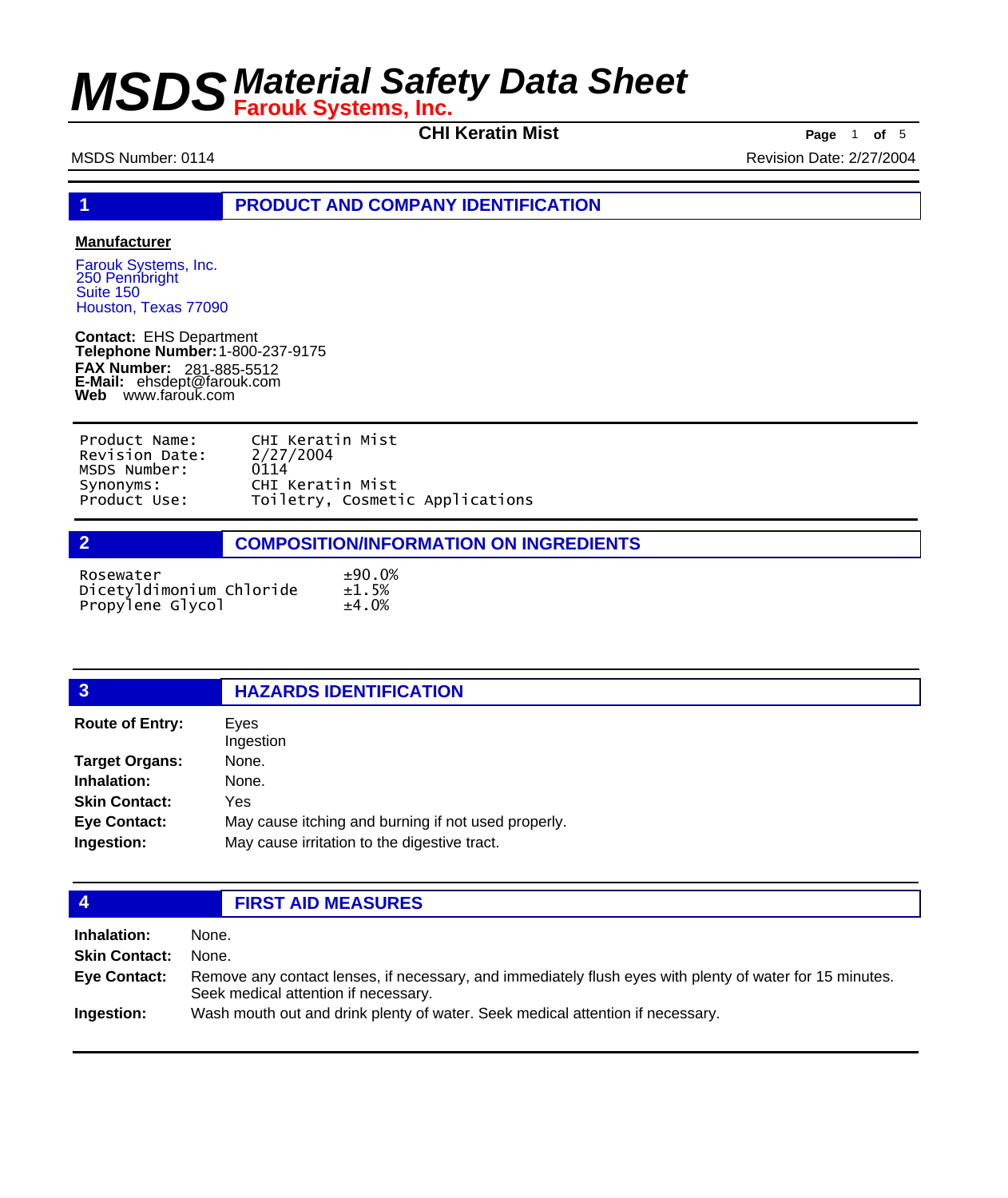# MSDS Material Safety Data Sheet

**Farouk Systems, Inc.**

**CHI Keratin Mist**

MSDS Number: 0114

Revision Date: 2/27/2004

## 1 PRODUCT AND COMPANY IDENTIFICATION

**Manufacturer**

Farouk Systems, Inc.
250 Pennbright
Suite 150
Houston, Texas 77090

**Contact:** EHS Department
**Telephone Number:** 1-800-237-9175
**FAX Number:** 281-885-5512
**E-Mail:** ehsdept@farouk.com
**Web** www.farouk.com

| | |
|---|---|
| Product Name: | CHI Keratin Mist |
| Revision Date: | 2/27/2004 |
| MSDS Number: | 0114 |
| Synonyms: | CHI Keratin Mist |
| Product Use: | Toiletry, Cosmetic Applications |

## 2 COMPOSITION/INFORMATION ON INGREDIENTS

| | |
|---|---|
| Rosewater | ±90.0% |
| Dicetyldimonium Chloride | ±1.5% |
| Propylene Glycol | ±4.0% |

## 3 HAZARDS IDENTIFICATION

**Route of Entry:** Eyes
Ingestion

**Target Organs:** None.

**Inhalation:** None.

**Skin Contact:** Yes

**Eye Contact:** May cause itching and burning if not used properly.

**Ingestion:** May cause irritation to the digestive tract.

## 4 FIRST AID MEASURES

**Inhalation:** None.

**Skin Contact:** None.

**Eye Contact:** Remove any contact lenses, if necessary, and immediately flush eyes with plenty of water for 15 minutes. Seek medical attention if necessary.

**Ingestion:** Wash mouth out and drink plenty of water. Seek medical attention if necessary.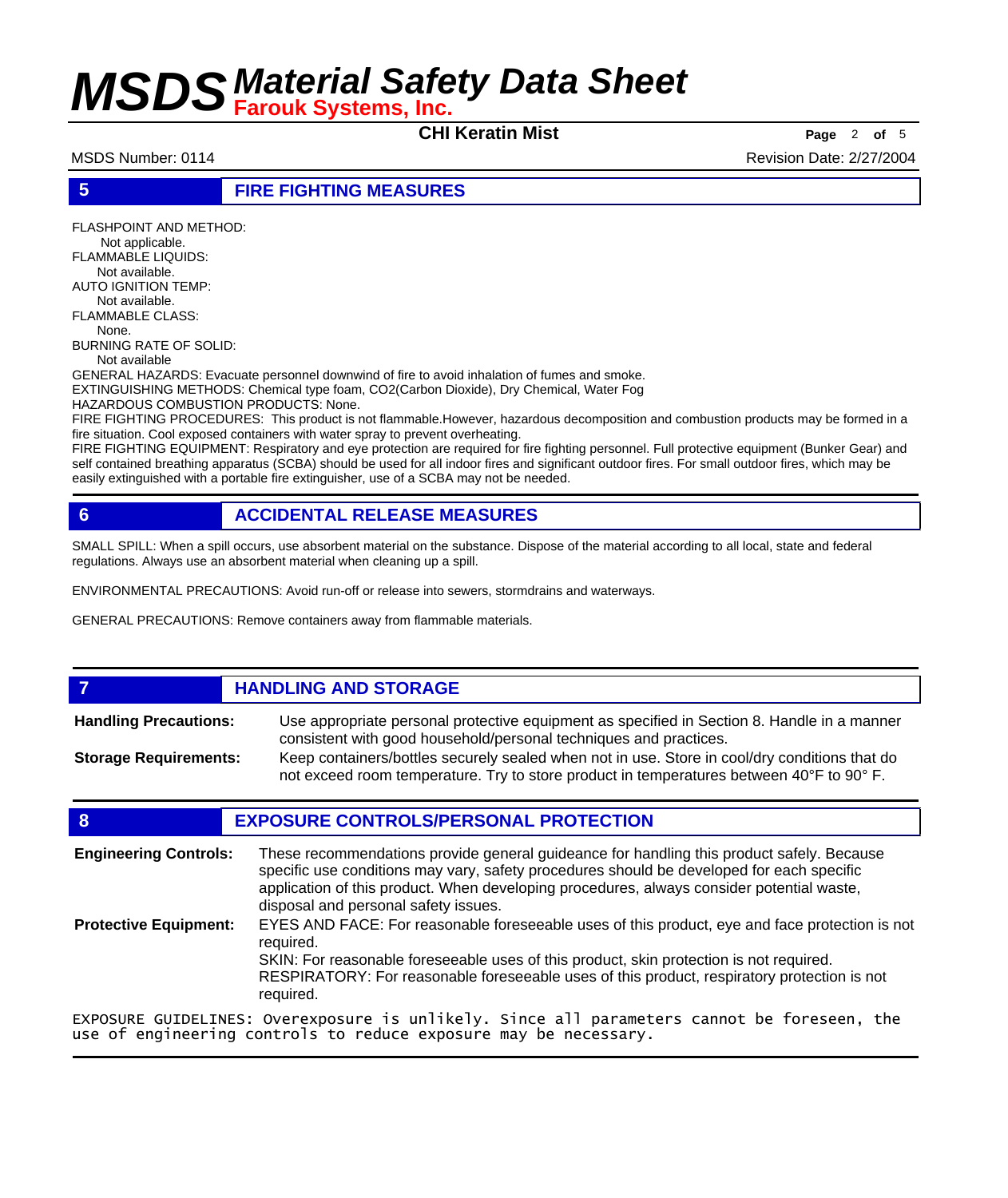## 5 FIRE FIGHTING MEASURES

FLASHPOINT AND METHOD:
Not applicable.
FLAMMABLE LIQUIDS:
Not available.
AUTO IGNITION TEMP:
Not available.
FLAMMABLE CLASS:
None.
BURNING RATE OF SOLID:
Not available
GENERAL HAZARDS: Evacuate personnel downwind of fire to avoid inhalation of fumes and smoke.
EXTINGUISHING METHODS: Chemical type foam, CO2(Carbon Dioxide), Dry Chemical, Water Fog
HAZARDOUS COMBUSTION PRODUCTS: None.
FIRE FIGHTING PROCEDURES: This product is not flammable.However, hazardous decomposition and combustion products may be formed in a fire situation. Cool exposed containers with water spray to prevent overheating.
FIRE FIGHTING EQUIPMENT: Respiratory and eye protection are required for fire fighting personnel. Full protective equipment (Bunker Gear) and self contained breathing apparatus (SCBA) should be used for all indoor fires and significant outdoor fires. For small outdoor fires, which may be easily extinguished with a portable fire extinguisher, use of a SCBA may not be needed.

## 6 ACCIDENTAL RELEASE MEASURES

SMALL SPILL: When a spill occurs, use absorbent material on the substance. Dispose of the material according to all local, state and federal regulations. Always use an absorbent material when cleaning up a spill.

ENVIRONMENTAL PRECAUTIONS: Avoid run-off or release into sewers, stormdrains and waterways.

GENERAL PRECAUTIONS: Remove containers away from flammable materials.

## 7 HANDLING AND STORAGE

**Handling Precautions:** Use appropriate personal protective equipment as specified in Section 8. Handle in a manner consistent with good household/personal techniques and practices.

**Storage Requirements:** Keep containers/bottles securely sealed when not in use. Store in cool/dry conditions that do not exceed room temperature. Try to store product in temperatures between 40°F to 90° F.

## 8 EXPOSURE CONTROLS/PERSONAL PROTECTION

**Engineering Controls:** These recommendations provide general guideance for handling this product safely. Because specific use conditions may vary, safety procedures should be developed for each specific application of this product. When developing procedures, always consider potential waste, disposal and personal safety issues.

**Protective Equipment:** EYES AND FACE: For reasonable foreseeable uses of this product, eye and face protection is not required.
SKIN: For reasonable foreseeable uses of this product, skin protection is not required.
RESPIRATORY: For reasonable foreseeable uses of this product, respiratory protection is not required.

EXPOSURE GUIDELINES: Overexposure is unlikely. Since all parameters cannot be foreseen, the use of engineering controls to reduce exposure may be necessary.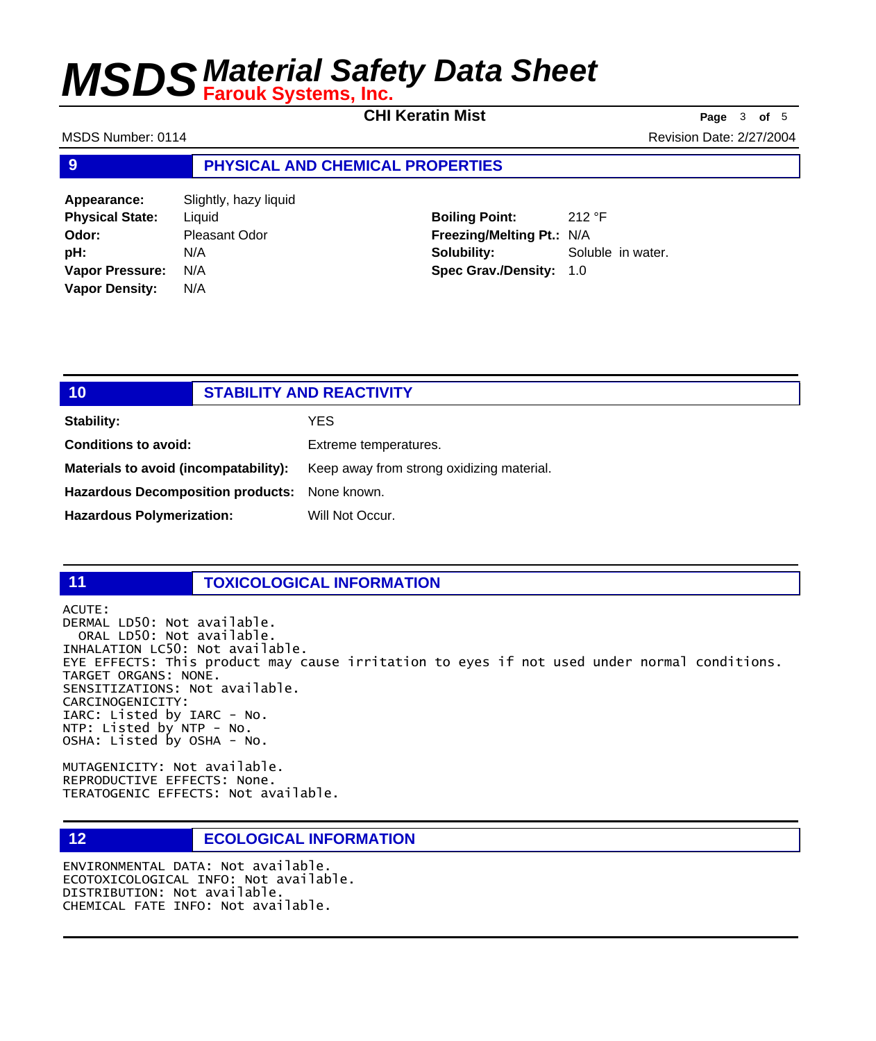## 9 PHYSICAL AND CHEMICAL PROPERTIES

| | | | |
|---|---|---|---|
| **Appearance:** | Slightly, hazy liquid | | |
| **Physical State:** | Liquid | **Boiling Point:** | 212 °F |
| **Odor:** | Pleasant Odor | **Freezing/Melting Pt.:** | N/A |
| **pH:** | N/A | **Solubility:** | Soluble in water. |
| **Vapor Pressure:** | N/A | **Spec Grav./Density:** | 1.0 |
| **Vapor Density:** | N/A | | |

## 10 STABILITY AND REACTIVITY

**Stability:** YES

**Conditions to avoid:** Extreme temperatures.

**Materials to avoid (incompatability):** Keep away from strong oxidizing material.

**Hazardous Decomposition products:** None known.

**Hazardous Polymerization:** Will Not Occur.

## 11 TOXICOLOGICAL INFORMATION

ACUTE:
DERMAL LD50: Not available.
ORAL LD50: Not available.
INHALATION LC50: Not available.
EYE EFFECTS: This product may cause irritation to eyes if not used under normal conditions.
TARGET ORGANS: NONE.
SENSITIZATIONS: Not available.
CARCINOGENICITY:
IARC: Listed by IARC - No.
NTP: Listed by NTP - No.
OSHA: Listed by OSHA - No.

MUTAGENICITY: Not available.
REPRODUCTIVE EFFECTS: None.
TERATOGENIC EFFECTS: Not available.

## 12 ECOLOGICAL INFORMATION

ENVIRONMENTAL DATA: Not available.
ECOTOXICOLOGICAL INFO: Not available.
DISTRIBUTION: Not available.
CHEMICAL FATE INFO: Not available.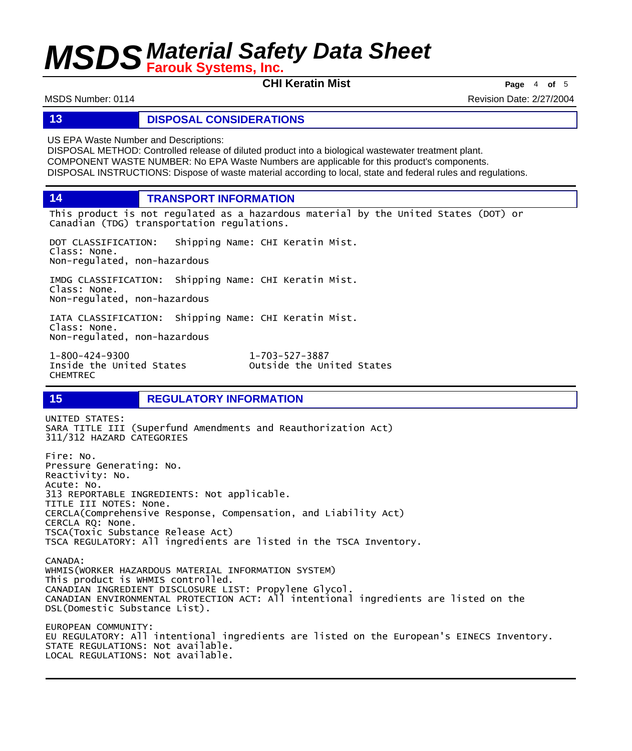## 13 DISPOSAL CONSIDERATIONS

US EPA Waste Number and Descriptions:
DISPOSAL METHOD: Controlled release of diluted product into a biological wastewater treatment plant.
COMPONENT WASTE NUMBER: No EPA Waste Numbers are applicable for this product's components.
DISPOSAL INSTRUCTIONS: Dispose of waste material according to local, state and federal rules and regulations.

## 14 TRANSPORT INFORMATION

This product is not regulated as a hazardous material by the United States (DOT) or Canadian (TDG) transportation regulations.

DOT CLASSIFICATION: Shipping Name: CHI Keratin Mist.
Class: None.
Non-regulated, non-hazardous

IMDG CLASSIFICATION: Shipping Name: CHI Keratin Mist.
Class: None.
Non-regulated, non-hazardous

IATA CLASSIFICATION: Shipping Name: CHI Keratin Mist.
Class: None.
Non-regulated, non-hazardous

1-800-424-9300
Inside the United States
CHEMTREC

1-703-527-3887
Outside the United States

## 15 REGULATORY INFORMATION

UNITED STATES:
SARA TITLE III (Superfund Amendments and Reauthorization Act)
311/312 HAZARD CATEGORIES

Fire: No.
Pressure Generating: No.
Reactivity: No.
Acute: No.
313 REPORTABLE INGREDIENTS: Not applicable.
TITLE III NOTES: None.
CERCLA(Comprehensive Response, Compensation, and Liability Act)
CERCLA RQ: None.
TSCA(Toxic Substance Release Act)
TSCA REGULATORY: All ingredients are listed in the TSCA Inventory.

CANADA:
WHMIS(WORKER HAZARDOUS MATERIAL INFORMATION SYSTEM)
This product is WHMIS controlled.
CANADIAN INGREDIENT DISCLOSURE LIST: Propylene Glycol.
CANADIAN ENVIRONMENTAL PROTECTION ACT: All intentional ingredients are listed on the DSL(Domestic Substance List).

EUROPEAN COMMUNITY:
EU REGULATORY: All intentional ingredients are listed on the European's EINECS Inventory.
STATE REGULATIONS: Not available.
LOCAL REGULATIONS: Not available.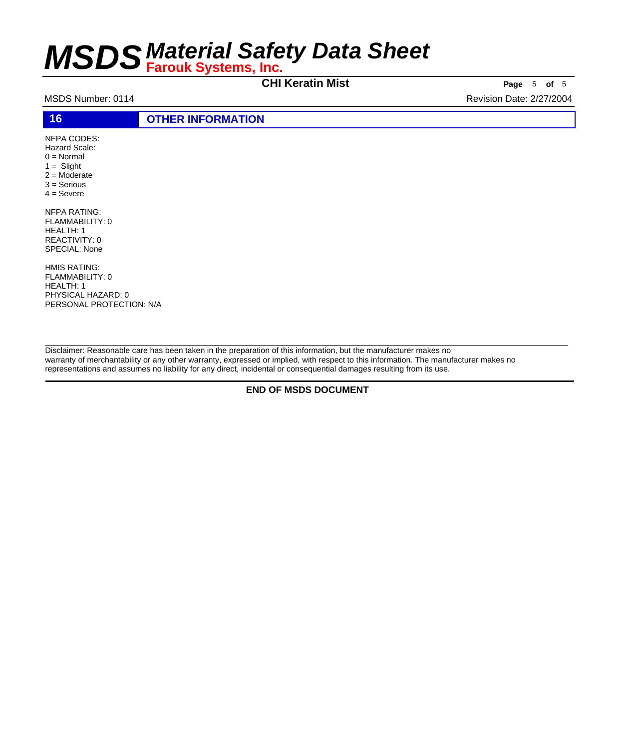## 16 OTHER INFORMATION

NFPA CODES:
Hazard Scale:
0 = Normal
1 = Slight
2 = Moderate
3 = Serious
4 = Severe

NFPA RATING:
FLAMMABILITY: 0
HEALTH: 1
REACTIVITY: 0
SPECIAL: None

HMIS RATING:
FLAMMABILITY: 0
HEALTH: 1
PHYSICAL HAZARD: 0
PERSONAL PROTECTION: N/A

---

Disclaimer: Reasonable care has been taken in the preparation of this information, but the manufacturer makes no warranty of merchantability or any other warranty, expressed or implied, with respect to this information. The manufacturer makes no representations and assumes no liability for any direct, incidental or consequential damages resulting from its use.

---

**END OF MSDS DOCUMENT**